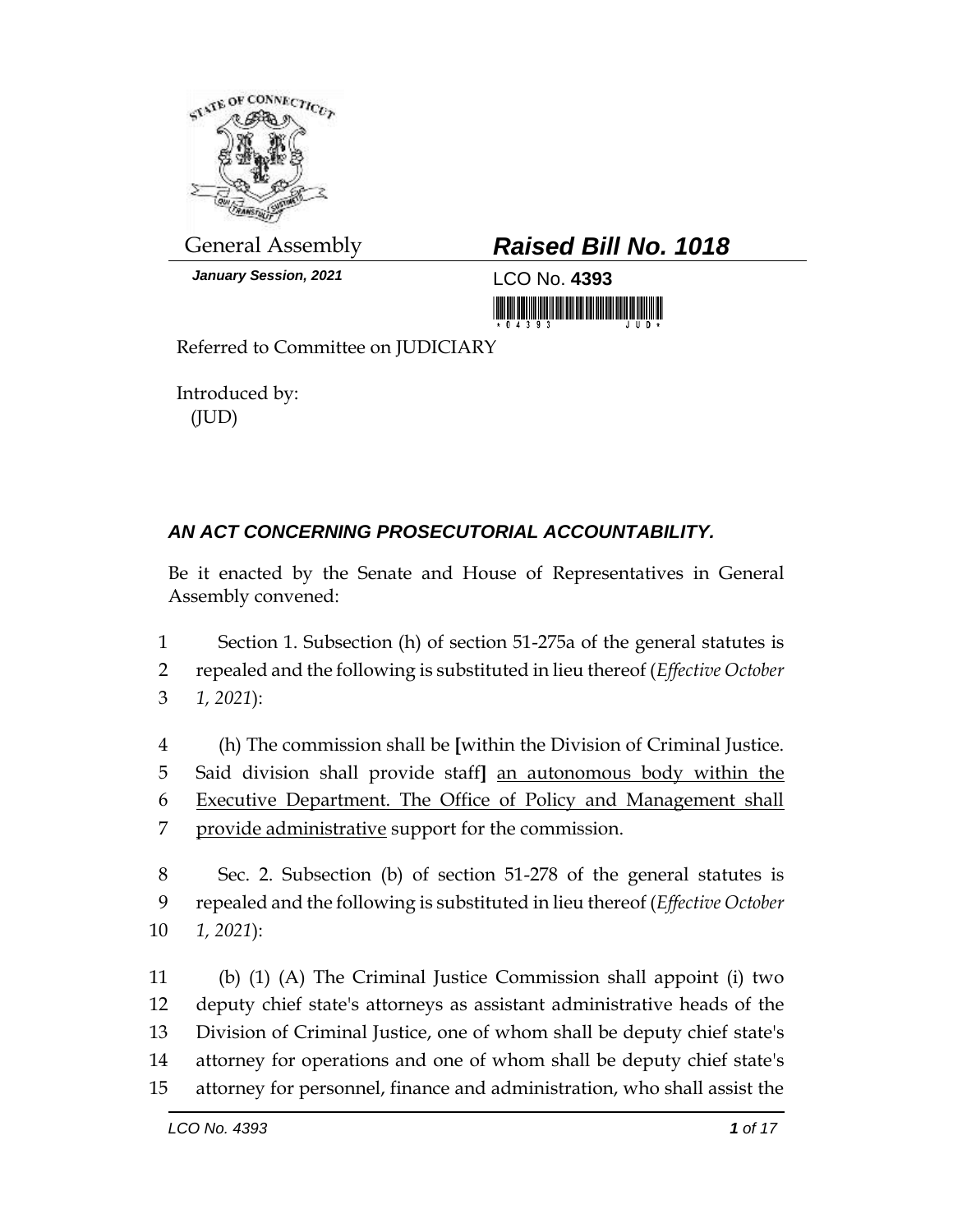General Assembly

***Raised Bill No. 1018***

***January Session, 2021***

LCO No. **4393**

Referred to Committee on JUDICIARY

Introduced by:
(JUD)

## *AN ACT CONCERNING PROSECUTORIAL ACCOUNTABILITY.*

Be it enacted by the Senate and House of Representatives in General Assembly convened:

1 Section 1. Subsection (h) of section 51-275a of the general statutes is
2 repealed and the following is substituted in lieu thereof (*Effective October*
3 *1, 2021*):

4 (h) The commission shall be **[**within the Division of Criminal Justice.
5 Said division shall provide staff**]** <u>an autonomous body within the</u>
6 <u>Executive Department. The Office of Policy and Management shall</u>
7 <u>provide administrative</u> support for the commission.

8 Sec. 2. Subsection (b) of section 51-278 of the general statutes is
9 repealed and the following is substituted in lieu thereof (*Effective October*
10 *1, 2021*):

11 (b) (1) (A) The Criminal Justice Commission shall appoint (i) two
12 deputy chief state's attorneys as assistant administrative heads of the
13 Division of Criminal Justice, one of whom shall be deputy chief state's
14 attorney for operations and one of whom shall be deputy chief state's
15 attorney for personnel, finance and administration, who shall assist the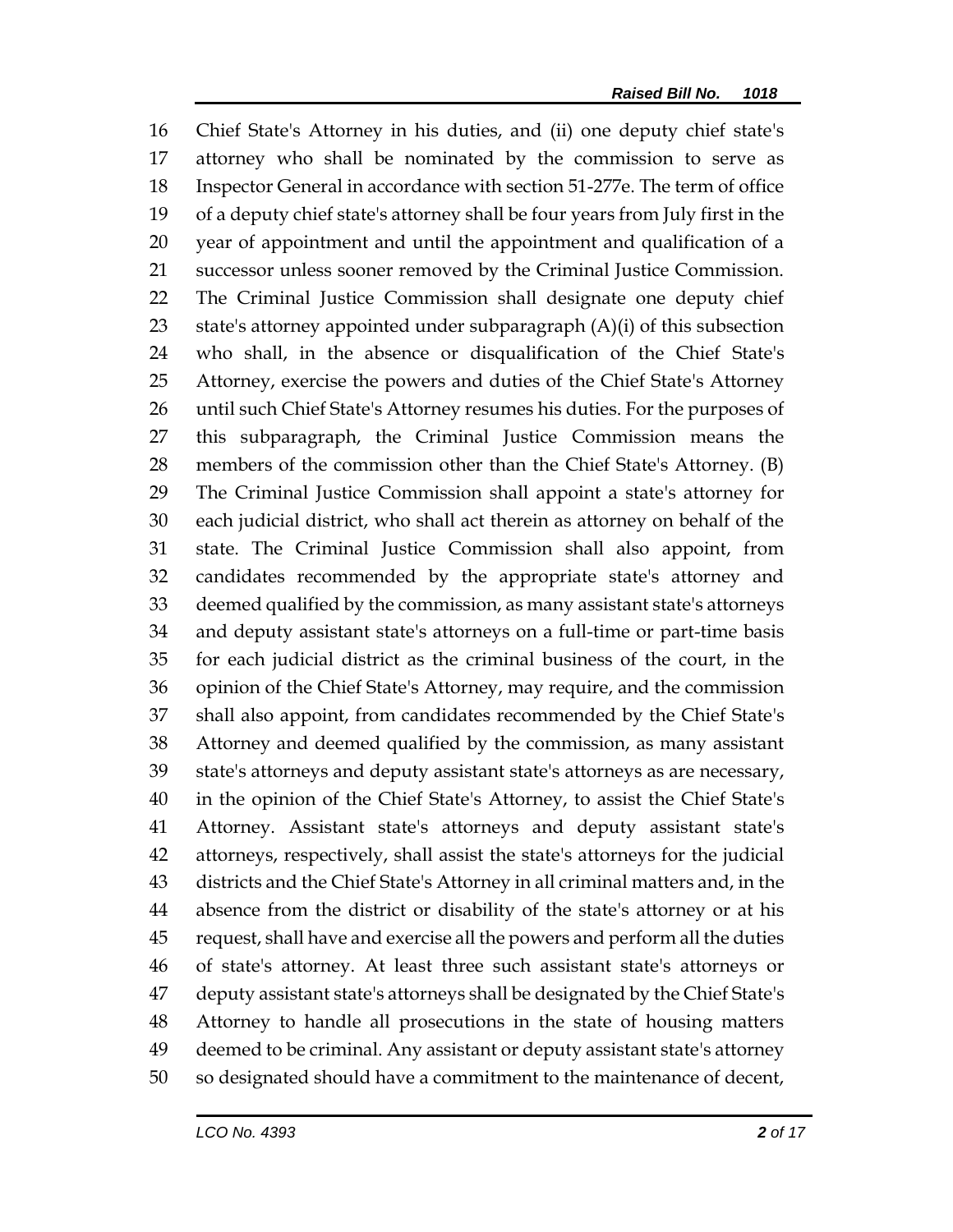Chief State's Attorney in his duties, and (ii) one deputy chief state's attorney who shall be nominated by the commission to serve as Inspector General in accordance with section 51-277e. The term of office of a deputy chief state's attorney shall be four years from July first in the year of appointment and until the appointment and qualification of a successor unless sooner removed by the Criminal Justice Commission. The Criminal Justice Commission shall designate one deputy chief state's attorney appointed under subparagraph (A)(i) of this subsection who shall, in the absence or disqualification of the Chief State's Attorney, exercise the powers and duties of the Chief State's Attorney until such Chief State's Attorney resumes his duties. For the purposes of this subparagraph, the Criminal Justice Commission means the members of the commission other than the Chief State's Attorney. (B) The Criminal Justice Commission shall appoint a state's attorney for each judicial district, who shall act therein as attorney on behalf of the state. The Criminal Justice Commission shall also appoint, from candidates recommended by the appropriate state's attorney and deemed qualified by the commission, as many assistant state's attorneys and deputy assistant state's attorneys on a full-time or part-time basis for each judicial district as the criminal business of the court, in the opinion of the Chief State's Attorney, may require, and the commission shall also appoint, from candidates recommended by the Chief State's Attorney and deemed qualified by the commission, as many assistant state's attorneys and deputy assistant state's attorneys as are necessary, in the opinion of the Chief State's Attorney, to assist the Chief State's Attorney. Assistant state's attorneys and deputy assistant state's attorneys, respectively, shall assist the state's attorneys for the judicial districts and the Chief State's Attorney in all criminal matters and, in the absence from the district or disability of the state's attorney or at his request, shall have and exercise all the powers and perform all the duties of state's attorney. At least three such assistant state's attorneys or deputy assistant state's attorneys shall be designated by the Chief State's Attorney to handle all prosecutions in the state of housing matters deemed to be criminal. Any assistant or deputy assistant state's attorney so designated should have a commitment to the maintenance of decent,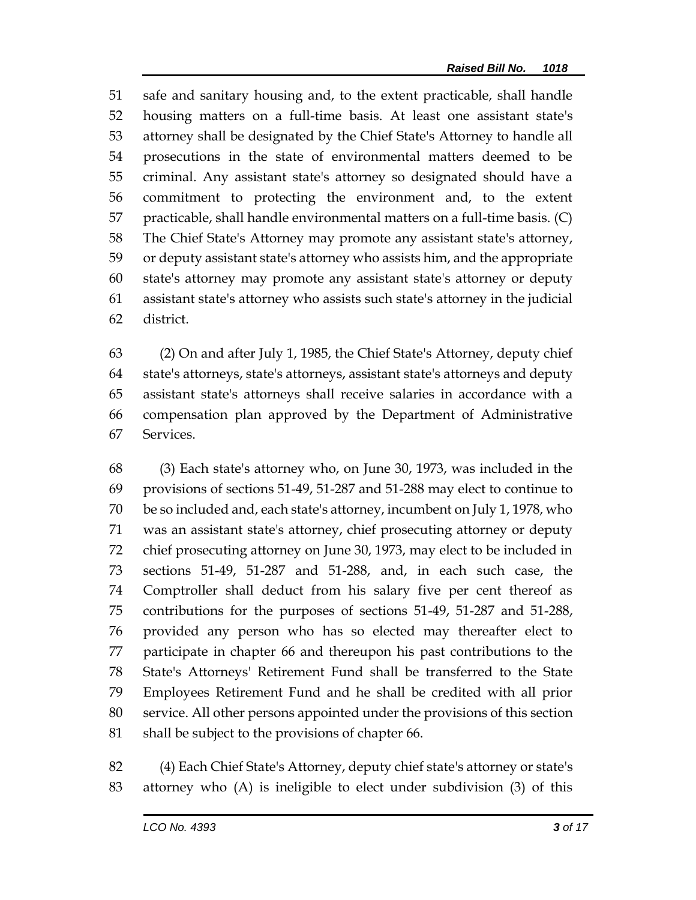safe and sanitary housing and, to the extent practicable, shall handle housing matters on a full-time basis. At least one assistant state's attorney shall be designated by the Chief State's Attorney to handle all prosecutions in the state of environmental matters deemed to be criminal. Any assistant state's attorney so designated should have a commitment to protecting the environment and, to the extent practicable, shall handle environmental matters on a full-time basis. (C) The Chief State's Attorney may promote any assistant state's attorney, or deputy assistant state's attorney who assists him, and the appropriate state's attorney may promote any assistant state's attorney or deputy assistant state's attorney who assists such state's attorney in the judicial district.

(2) On and after July 1, 1985, the Chief State's Attorney, deputy chief state's attorneys, state's attorneys, assistant state's attorneys and deputy assistant state's attorneys shall receive salaries in accordance with a compensation plan approved by the Department of Administrative Services.

(3) Each state's attorney who, on June 30, 1973, was included in the provisions of sections 51-49, 51-287 and 51-288 may elect to continue to be so included and, each state's attorney, incumbent on July 1, 1978, who was an assistant state's attorney, chief prosecuting attorney or deputy chief prosecuting attorney on June 30, 1973, may elect to be included in sections 51-49, 51-287 and 51-288, and, in each such case, the Comptroller shall deduct from his salary five per cent thereof as contributions for the purposes of sections 51-49, 51-287 and 51-288, provided any person who has so elected may thereafter elect to participate in chapter 66 and thereupon his past contributions to the State's Attorneys' Retirement Fund shall be transferred to the State Employees Retirement Fund and he shall be credited with all prior service. All other persons appointed under the provisions of this section shall be subject to the provisions of chapter 66.

(4) Each Chief State's Attorney, deputy chief state's attorney or state's attorney who (A) is ineligible to elect under subdivision (3) of this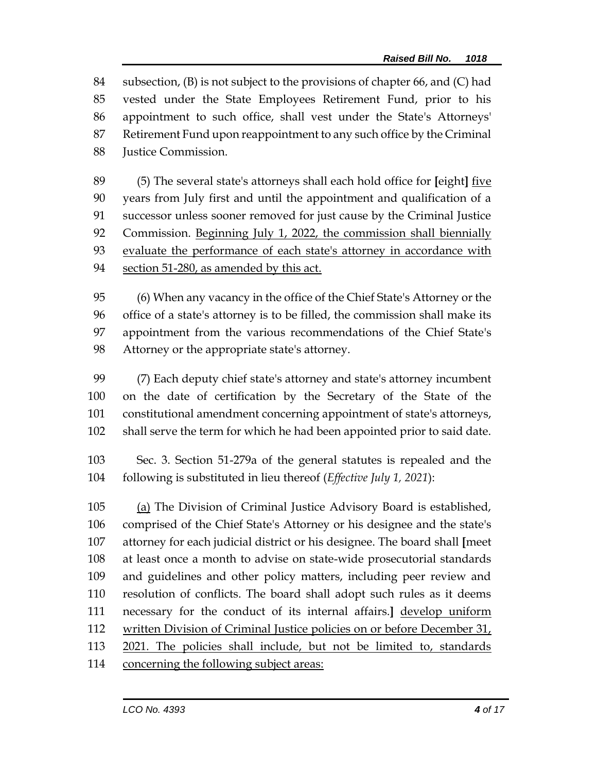84 subsection, (B) is not subject to the provisions of chapter 66, and (C) had
85 vested under the State Employees Retirement Fund, prior to his
86 appointment to such office, shall vest under the State's Attorneys'
87 Retirement Fund upon reappointment to any such office by the Criminal
88 Justice Commission.

89 (5) The several state's attorneys shall each hold office for **[**eight**]** <u>five</u>
90 years from July first and until the appointment and qualification of a
91 successor unless sooner removed for just cause by the Criminal Justice
92 Commission. <u>Beginning July 1, 2022, the commission shall biennially</u>
93 <u>evaluate the performance of each state's attorney in accordance with</u>
94 <u>section 51-280, as amended by this act.</u>

95 (6) When any vacancy in the office of the Chief State's Attorney or the
96 office of a state's attorney is to be filled, the commission shall make its
97 appointment from the various recommendations of the Chief State's
98 Attorney or the appropriate state's attorney.

99 (7) Each deputy chief state's attorney and state's attorney incumbent
100 on the date of certification by the Secretary of the State of the
101 constitutional amendment concerning appointment of state's attorneys,
102 shall serve the term for which he had been appointed prior to said date.

103 Sec. 3. Section 51-279a of the general statutes is repealed and the
104 following is substituted in lieu thereof (*Effective July 1, 2021*):

105 <u>(a)</u> The Division of Criminal Justice Advisory Board is established,
106 comprised of the Chief State's Attorney or his designee and the state's
107 attorney for each judicial district or his designee. The board shall **[**meet
108 at least once a month to advise on state-wide prosecutorial standards
109 and guidelines and other policy matters, including peer review and
110 resolution of conflicts. The board shall adopt such rules as it deems
111 necessary for the conduct of its internal affairs.**]** <u>develop uniform</u>
112 <u>written Division of Criminal Justice policies on or before December 31,</u>
113 <u>2021. The policies shall include, but not be limited to, standards</u>
114 <u>concerning the following subject areas:</u>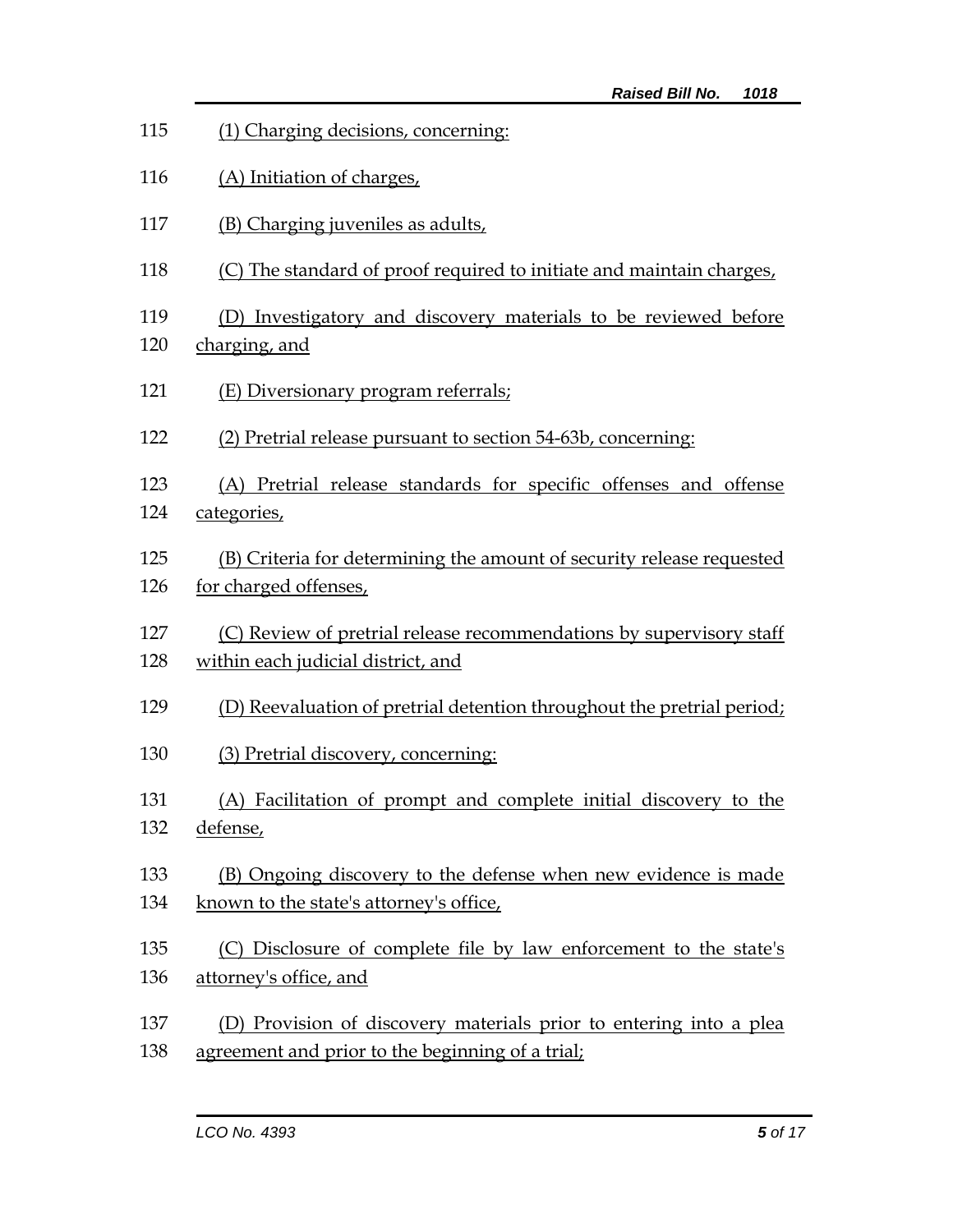115 (1) Charging decisions, concerning:

116 (A) Initiation of charges,

117 (B) Charging juveniles as adults,

118 (C) The standard of proof required to initiate and maintain charges,

119 (D) Investigatory and discovery materials to be reviewed before
120 charging, and

121 (E) Diversionary program referrals;

122 (2) Pretrial release pursuant to section 54-63b, concerning:

123 (A) Pretrial release standards for specific offenses and offense
124 categories,

125 (B) Criteria for determining the amount of security release requested
126 for charged offenses,

127 (C) Review of pretrial release recommendations by supervisory staff
128 within each judicial district, and

129 (D) Reevaluation of pretrial detention throughout the pretrial period;

130 (3) Pretrial discovery, concerning:

131 (A) Facilitation of prompt and complete initial discovery to the
132 defense,

133 (B) Ongoing discovery to the defense when new evidence is made
134 known to the state's attorney's office,

135 (C) Disclosure of complete file by law enforcement to the state's
136 attorney's office, and

137 (D) Provision of discovery materials prior to entering into a plea
138 agreement and prior to the beginning of a trial;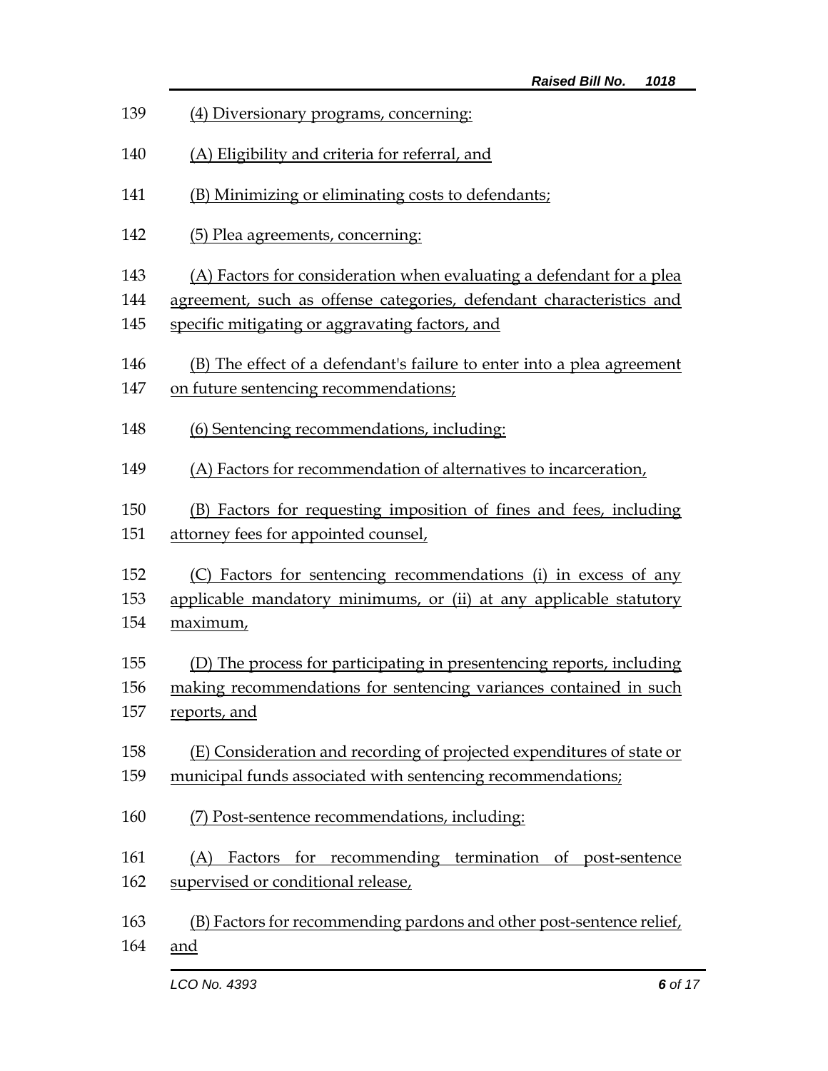(4) Diversionary programs, concerning:

(A) Eligibility and criteria for referral, and

(B) Minimizing or eliminating costs to defendants;

(5) Plea agreements, concerning:

(A) Factors for consideration when evaluating a defendant for a plea agreement, such as offense categories, defendant characteristics and specific mitigating or aggravating factors, and

(B) The effect of a defendant's failure to enter into a plea agreement on future sentencing recommendations;

(6) Sentencing recommendations, including:

(A) Factors for recommendation of alternatives to incarceration,

(B) Factors for requesting imposition of fines and fees, including attorney fees for appointed counsel,

(C) Factors for sentencing recommendations (i) in excess of any applicable mandatory minimums, or (ii) at any applicable statutory maximum,

(D) The process for participating in presentencing reports, including making recommendations for sentencing variances contained in such reports, and

(E) Consideration and recording of projected expenditures of state or municipal funds associated with sentencing recommendations;

(7) Post-sentence recommendations, including:

(A) Factors for recommending termination of post-sentence supervised or conditional release,

(B) Factors for recommending pardons and other post-sentence relief, and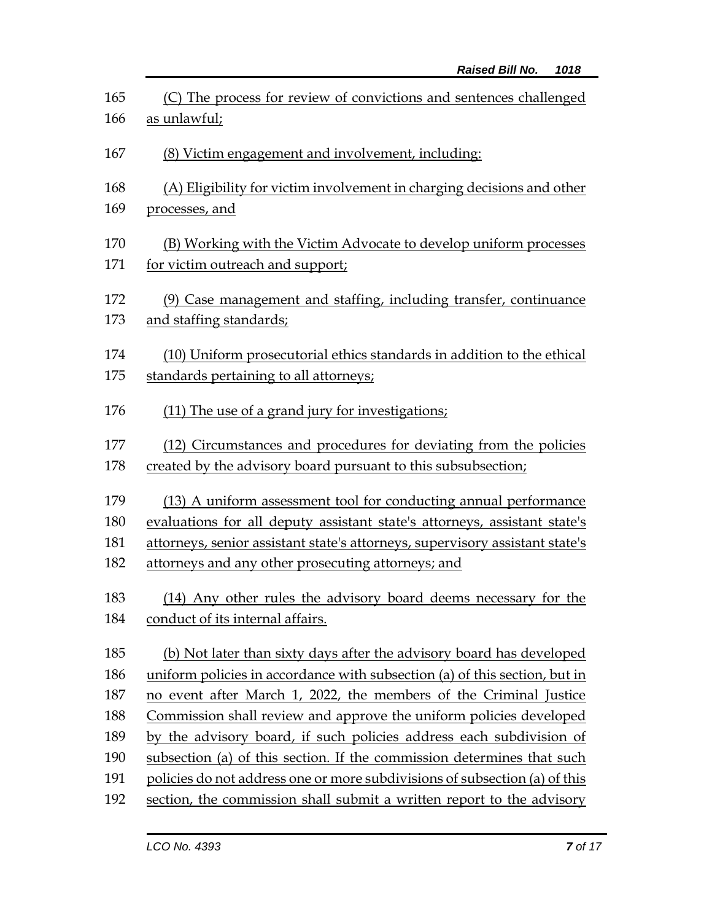(C) The process for review of convictions and sentences challenged as unlawful;

(8) Victim engagement and involvement, including:

(A) Eligibility for victim involvement in charging decisions and other processes, and

(B) Working with the Victim Advocate to develop uniform processes for victim outreach and support;

(9) Case management and staffing, including transfer, continuance and staffing standards;

(10) Uniform prosecutorial ethics standards in addition to the ethical standards pertaining to all attorneys;

(11) The use of a grand jury for investigations;

(12) Circumstances and procedures for deviating from the policies created by the advisory board pursuant to this subsubsection;

(13) A uniform assessment tool for conducting annual performance evaluations for all deputy assistant state's attorneys, assistant state's attorneys, senior assistant state's attorneys, supervisory assistant state's attorneys and any other prosecuting attorneys; and

(14) Any other rules the advisory board deems necessary for the conduct of its internal affairs.

(b) Not later than sixty days after the advisory board has developed uniform policies in accordance with subsection (a) of this section, but in no event after March 1, 2022, the members of the Criminal Justice Commission shall review and approve the uniform policies developed by the advisory board, if such policies address each subdivision of subsection (a) of this section. If the commission determines that such policies do not address one or more subdivisions of subsection (a) of this section, the commission shall submit a written report to the advisory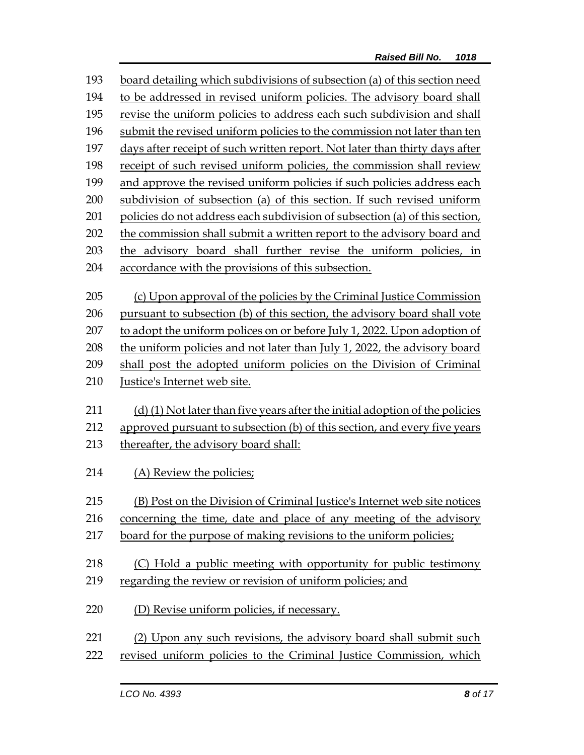board detailing which subdivisions of subsection (a) of this section need to be addressed in revised uniform policies. The advisory board shall revise the uniform policies to address each such subdivision and shall submit the revised uniform policies to the commission not later than ten days after receipt of such written report. Not later than thirty days after receipt of such revised uniform policies, the commission shall review and approve the revised uniform policies if such policies address each subdivision of subsection (a) of this section. If such revised uniform policies do not address each subdivision of subsection (a) of this section, the commission shall submit a written report to the advisory board and the advisory board shall further revise the uniform policies, in accordance with the provisions of this subsection.

(c) Upon approval of the policies by the Criminal Justice Commission pursuant to subsection (b) of this section, the advisory board shall vote to adopt the uniform polices on or before July 1, 2022. Upon adoption of the uniform policies and not later than July 1, 2022, the advisory board shall post the adopted uniform policies on the Division of Criminal Justice's Internet web site.

(d) (1) Not later than five years after the initial adoption of the policies approved pursuant to subsection (b) of this section, and every five years thereafter, the advisory board shall:

(A) Review the policies;

(B) Post on the Division of Criminal Justice's Internet web site notices concerning the time, date and place of any meeting of the advisory board for the purpose of making revisions to the uniform policies;

(C) Hold a public meeting with opportunity for public testimony regarding the review or revision of uniform policies; and

(D) Revise uniform policies, if necessary.

(2) Upon any such revisions, the advisory board shall submit such revised uniform policies to the Criminal Justice Commission, which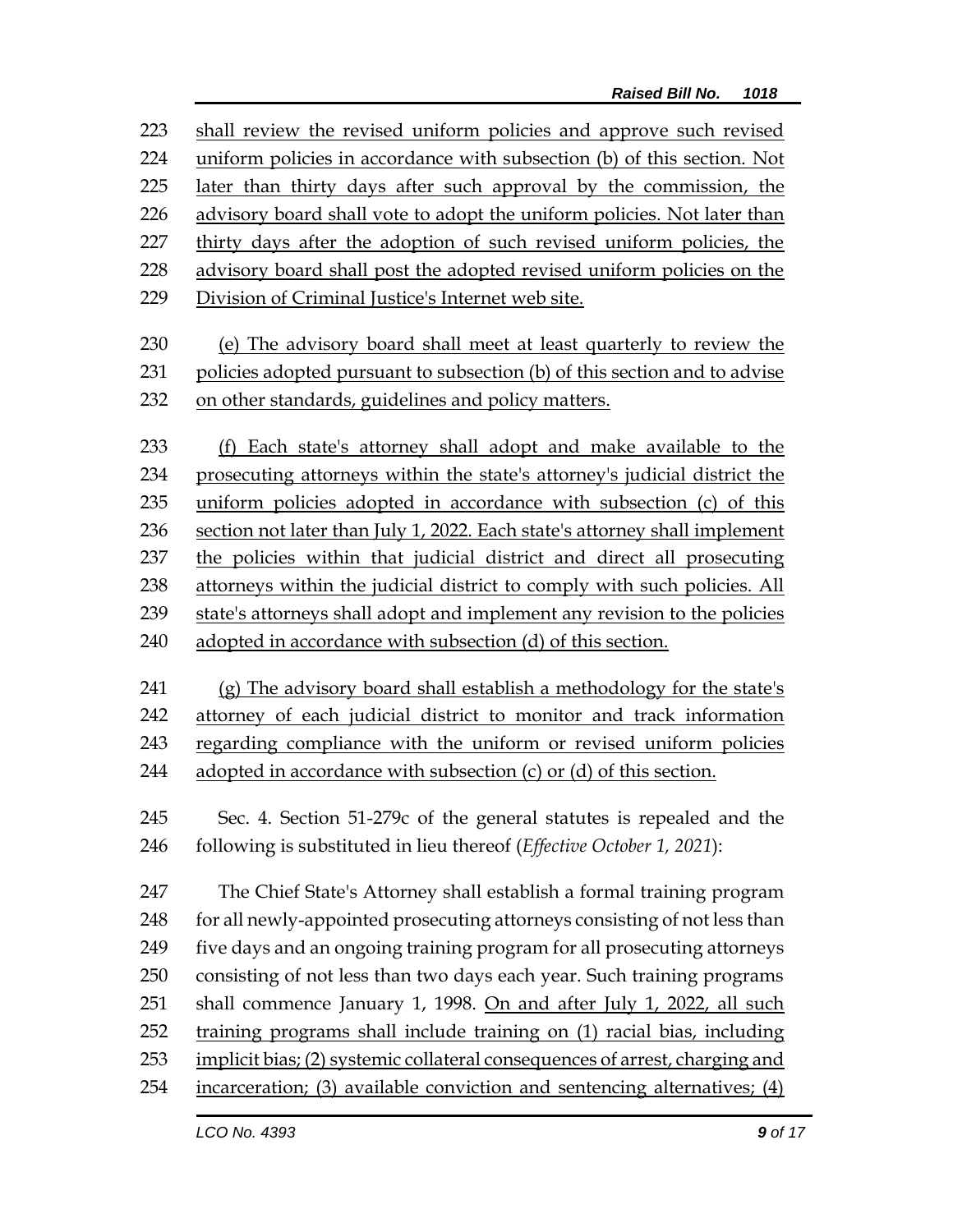shall review the revised uniform policies and approve such revised uniform policies in accordance with subsection (b) of this section. Not later than thirty days after such approval by the commission, the advisory board shall vote to adopt the uniform policies. Not later than thirty days after the adoption of such revised uniform policies, the advisory board shall post the adopted revised uniform policies on the Division of Criminal Justice's Internet web site.

(e) The advisory board shall meet at least quarterly to review the policies adopted pursuant to subsection (b) of this section and to advise on other standards, guidelines and policy matters.

(f) Each state's attorney shall adopt and make available to the prosecuting attorneys within the state's attorney's judicial district the uniform policies adopted in accordance with subsection (c) of this section not later than July 1, 2022. Each state's attorney shall implement the policies within that judicial district and direct all prosecuting attorneys within the judicial district to comply with such policies. All state's attorneys shall adopt and implement any revision to the policies adopted in accordance with subsection (d) of this section.

(g) The advisory board shall establish a methodology for the state's attorney of each judicial district to monitor and track information regarding compliance with the uniform or revised uniform policies adopted in accordance with subsection (c) or (d) of this section.

Sec. 4. Section 51-279c of the general statutes is repealed and the following is substituted in lieu thereof (*Effective October 1, 2021*):

The Chief State's Attorney shall establish a formal training program for all newly-appointed prosecuting attorneys consisting of not less than five days and an ongoing training program for all prosecuting attorneys consisting of not less than two days each year. Such training programs shall commence January 1, 1998. On and after July 1, 2022, all such training programs shall include training on (1) racial bias, including implicit bias; (2) systemic collateral consequences of arrest, charging and incarceration; (3) available conviction and sentencing alternatives; (4)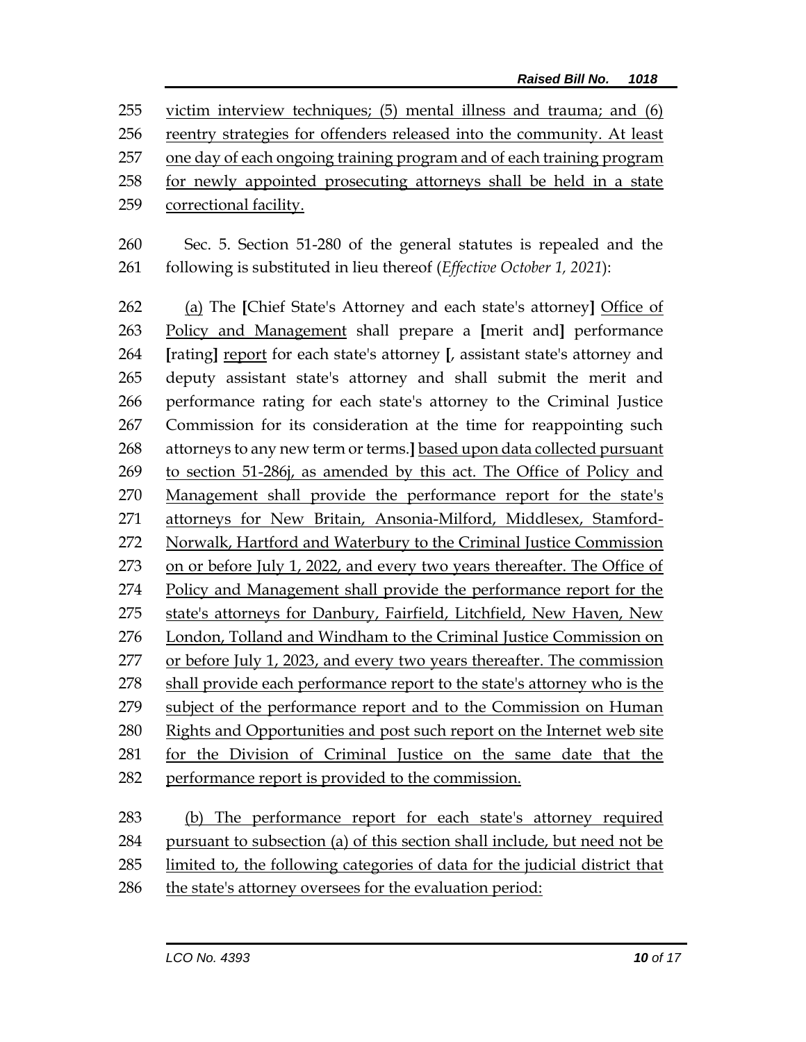victim interview techniques; (5) mental illness and trauma; and (6) reentry strategies for offenders released into the community. At least one day of each ongoing training program and of each training program for newly appointed prosecuting attorneys shall be held in a state correctional facility.

Sec. 5. Section 51-280 of the general statutes is repealed and the following is substituted in lieu thereof (*Effective October 1, 2021*):

(a) The **[**Chief State's Attorney and each state's attorney**]** Office of Policy and Management shall prepare a **[**merit and**]** performance **[**rating**]** report for each state's attorney **[**, assistant state's attorney and deputy assistant state's attorney and shall submit the merit and performance rating for each state's attorney to the Criminal Justice Commission for its consideration at the time for reappointing such attorneys to any new term or terms.**]** based upon data collected pursuant to section 51-286j, as amended by this act. The Office of Policy and Management shall provide the performance report for the state's attorneys for New Britain, Ansonia-Milford, Middlesex, Stamford-Norwalk, Hartford and Waterbury to the Criminal Justice Commission on or before July 1, 2022, and every two years thereafter. The Office of Policy and Management shall provide the performance report for the state's attorneys for Danbury, Fairfield, Litchfield, New Haven, New London, Tolland and Windham to the Criminal Justice Commission on or before July 1, 2023, and every two years thereafter. The commission shall provide each performance report to the state's attorney who is the subject of the performance report and to the Commission on Human Rights and Opportunities and post such report on the Internet web site for the Division of Criminal Justice on the same date that the performance report is provided to the commission.

(b) The performance report for each state's attorney required pursuant to subsection (a) of this section shall include, but need not be limited to, the following categories of data for the judicial district that the state's attorney oversees for the evaluation period: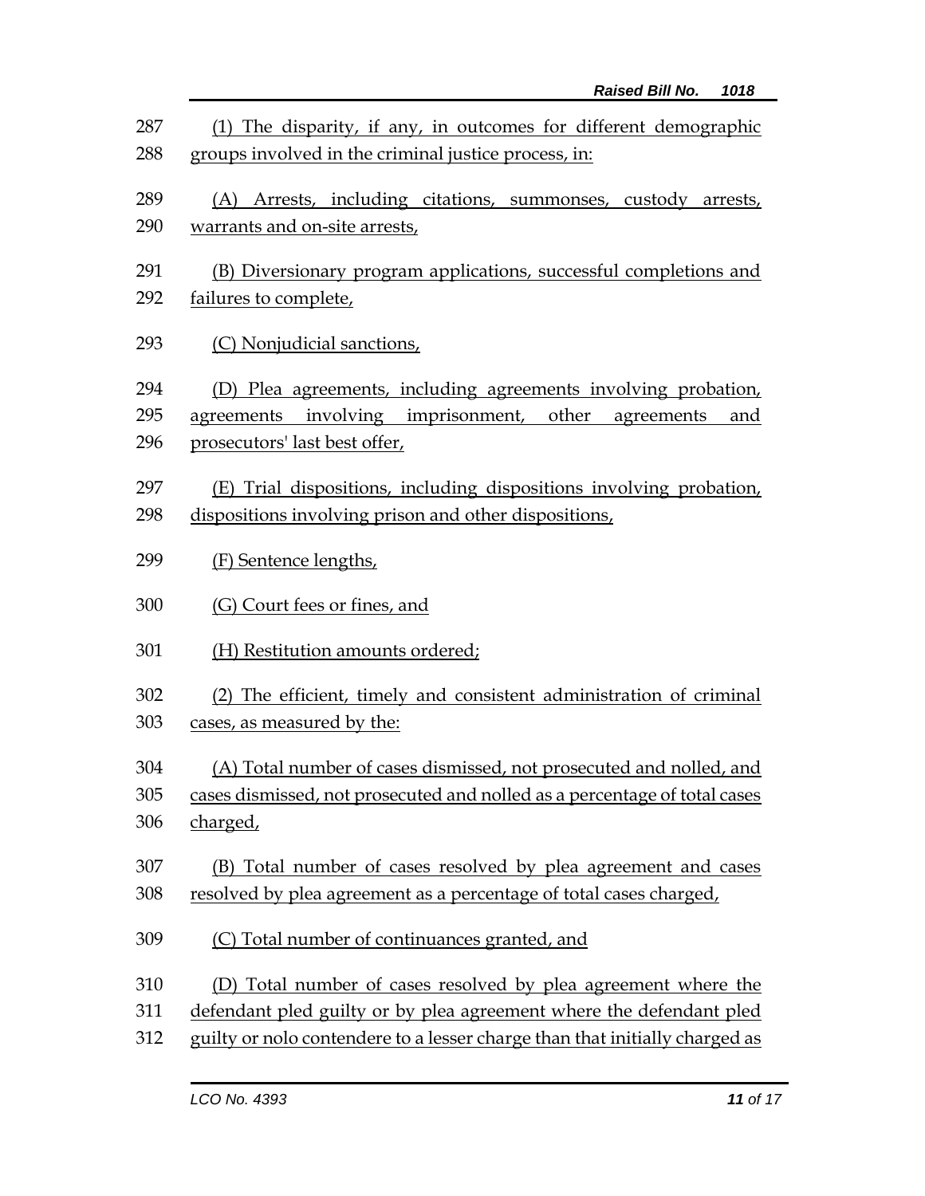287 (1) The disparity, if any, in outcomes for different demographic
288 groups involved in the criminal justice process, in:

289 (A) Arrests, including citations, summonses, custody arrests,
290 warrants and on-site arrests,

291 (B) Diversionary program applications, successful completions and
292 failures to complete,

293 (C) Nonjudicial sanctions,

294 (D) Plea agreements, including agreements involving probation,
295 agreements involving imprisonment, other agreements and
296 prosecutors' last best offer,

297 (E) Trial dispositions, including dispositions involving probation,
298 dispositions involving prison and other dispositions,

299 (F) Sentence lengths,

300 (G) Court fees or fines, and

301 (H) Restitution amounts ordered;

302 (2) The efficient, timely and consistent administration of criminal
303 cases, as measured by the:

304 (A) Total number of cases dismissed, not prosecuted and nolled, and
305 cases dismissed, not prosecuted and nolled as a percentage of total cases
306 charged,

307 (B) Total number of cases resolved by plea agreement and cases
308 resolved by plea agreement as a percentage of total cases charged,

309 (C) Total number of continuances granted, and

310 (D) Total number of cases resolved by plea agreement where the
311 defendant pled guilty or by plea agreement where the defendant pled
312 guilty or nolo contendere to a lesser charge than that initially charged as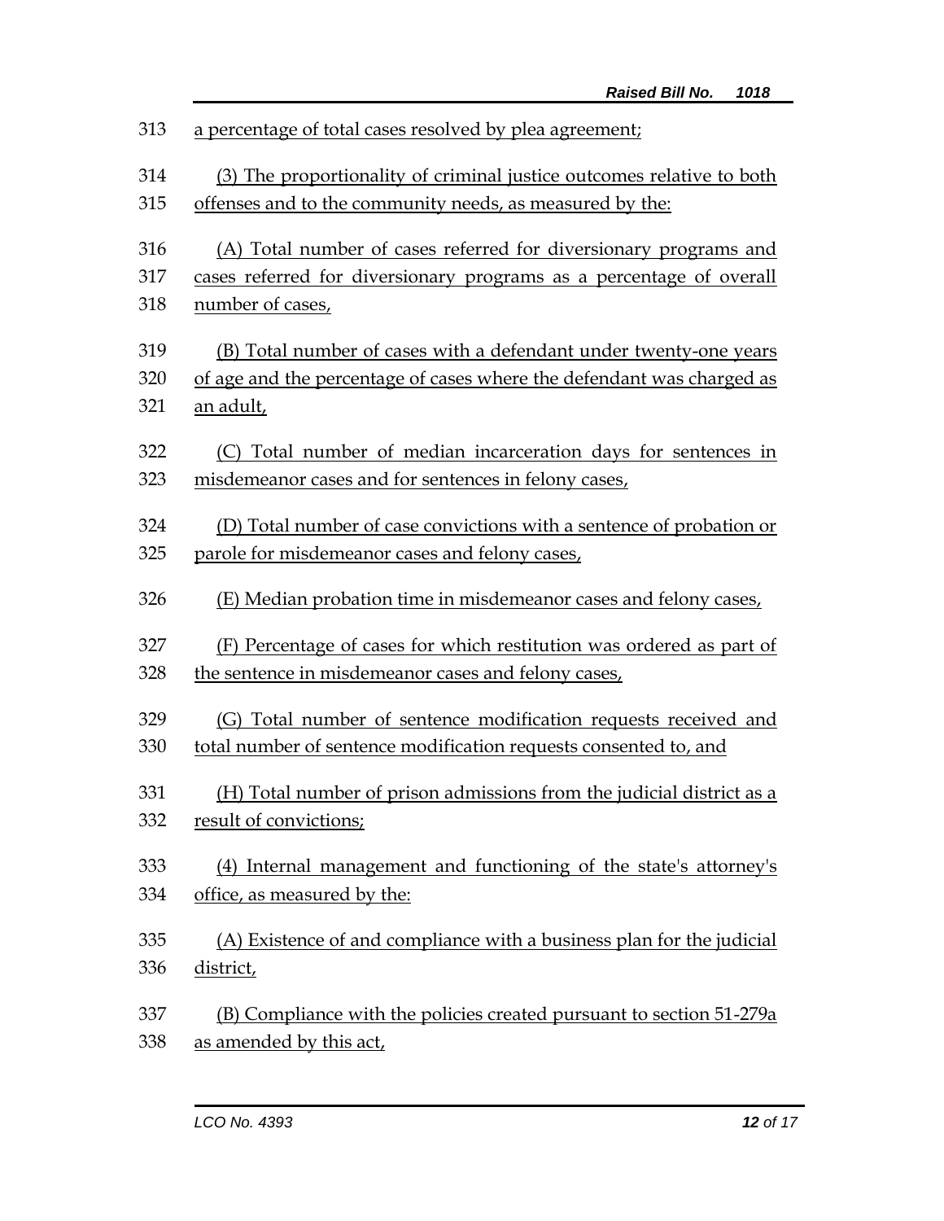a percentage of total cases resolved by plea agreement;

(3) The proportionality of criminal justice outcomes relative to both offenses and to the community needs, as measured by the:

(A) Total number of cases referred for diversionary programs and cases referred for diversionary programs as a percentage of overall number of cases,

(B) Total number of cases with a defendant under twenty-one years of age and the percentage of cases where the defendant was charged as an adult,

(C) Total number of median incarceration days for sentences in misdemeanor cases and for sentences in felony cases,

(D) Total number of case convictions with a sentence of probation or parole for misdemeanor cases and felony cases,

(E) Median probation time in misdemeanor cases and felony cases,

(F) Percentage of cases for which restitution was ordered as part of the sentence in misdemeanor cases and felony cases,

(G) Total number of sentence modification requests received and total number of sentence modification requests consented to, and

(H) Total number of prison admissions from the judicial district as a result of convictions;

(4) Internal management and functioning of the state's attorney's office, as measured by the:

(A) Existence of and compliance with a business plan for the judicial district,

(B) Compliance with the policies created pursuant to section 51-279a as amended by this act,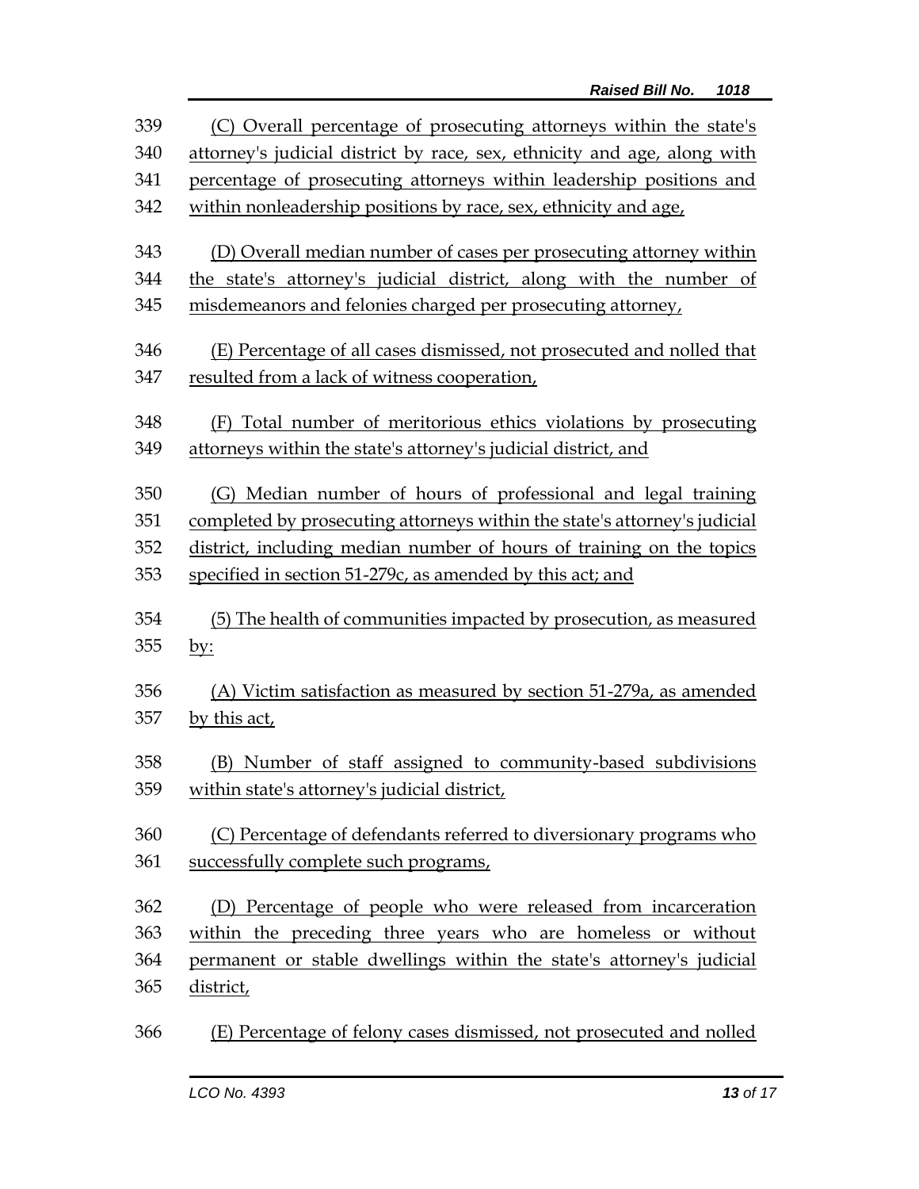(C) Overall percentage of prosecuting attorneys within the state's attorney's judicial district by race, sex, ethnicity and age, along with percentage of prosecuting attorneys within leadership positions and within nonleadership positions by race, sex, ethnicity and age,

(D) Overall median number of cases per prosecuting attorney within the state's attorney's judicial district, along with the number of misdemeanors and felonies charged per prosecuting attorney,

(E) Percentage of all cases dismissed, not prosecuted and nolled that resulted from a lack of witness cooperation,

(F) Total number of meritorious ethics violations by prosecuting attorneys within the state's attorney's judicial district, and

(G) Median number of hours of professional and legal training completed by prosecuting attorneys within the state's attorney's judicial district, including median number of hours of training on the topics specified in section 51-279c, as amended by this act; and

(5) The health of communities impacted by prosecution, as measured by:

(A) Victim satisfaction as measured by section 51-279a, as amended by this act,

(B) Number of staff assigned to community-based subdivisions within state's attorney's judicial district,

(C) Percentage of defendants referred to diversionary programs who successfully complete such programs,

(D) Percentage of people who were released from incarceration within the preceding three years who are homeless or without permanent or stable dwellings within the state's attorney's judicial district,

(E) Percentage of felony cases dismissed, not prosecuted and nolled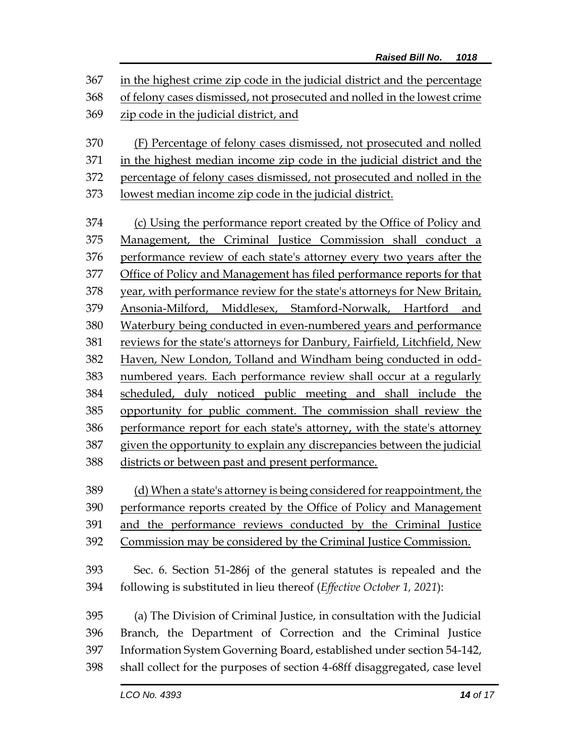in the highest crime zip code in the judicial district and the percentage of felony cases dismissed, not prosecuted and nolled in the lowest crime zip code in the judicial district, and

(F) Percentage of felony cases dismissed, not prosecuted and nolled in the highest median income zip code in the judicial district and the percentage of felony cases dismissed, not prosecuted and nolled in the lowest median income zip code in the judicial district.

(c) Using the performance report created by the Office of Policy and Management, the Criminal Justice Commission shall conduct a performance review of each state's attorney every two years after the Office of Policy and Management has filed performance reports for that year, with performance review for the state's attorneys for New Britain, Ansonia-Milford, Middlesex, Stamford-Norwalk, Hartford and Waterbury being conducted in even-numbered years and performance reviews for the state's attorneys for Danbury, Fairfield, Litchfield, New Haven, New London, Tolland and Windham being conducted in odd-numbered years. Each performance review shall occur at a regularly scheduled, duly noticed public meeting and shall include the opportunity for public comment. The commission shall review the performance report for each state's attorney, with the state's attorney given the opportunity to explain any discrepancies between the judicial districts or between past and present performance.

(d) When a state's attorney is being considered for reappointment, the performance reports created by the Office of Policy and Management and the performance reviews conducted by the Criminal Justice Commission may be considered by the Criminal Justice Commission.

Sec. 6. Section 51-286j of the general statutes is repealed and the following is substituted in lieu thereof (*Effective October 1, 2021*):

(a) The Division of Criminal Justice, in consultation with the Judicial Branch, the Department of Correction and the Criminal Justice Information System Governing Board, established under section 54-142, shall collect for the purposes of section 4-68ff disaggregated, case level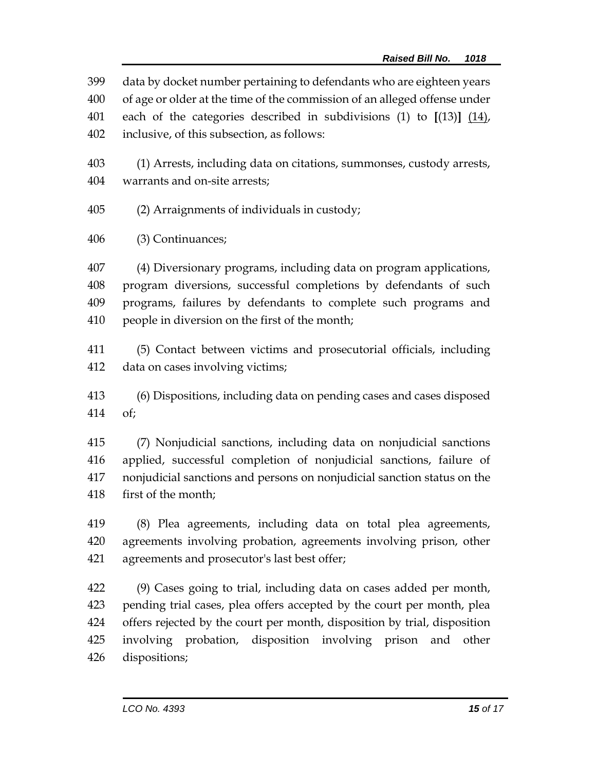data by docket number pertaining to defendants who are eighteen years of age or older at the time of the commission of an alleged offense under each of the categories described in subdivisions (1) to **[**(13)**]** (14), inclusive, of this subsection, as follows:

(1) Arrests, including data on citations, summonses, custody arrests, warrants and on-site arrests;

(2) Arraignments of individuals in custody;

(3) Continuances;

(4) Diversionary programs, including data on program applications, program diversions, successful completions by defendants of such programs, failures by defendants to complete such programs and people in diversion on the first of the month;

(5) Contact between victims and prosecutorial officials, including data on cases involving victims;

(6) Dispositions, including data on pending cases and cases disposed of;

(7) Nonjudicial sanctions, including data on nonjudicial sanctions applied, successful completion of nonjudicial sanctions, failure of nonjudicial sanctions and persons on nonjudicial sanction status on the first of the month;

(8) Plea agreements, including data on total plea agreements, agreements involving probation, agreements involving prison, other agreements and prosecutor's last best offer;

(9) Cases going to trial, including data on cases added per month, pending trial cases, plea offers accepted by the court per month, plea offers rejected by the court per month, disposition by trial, disposition involving probation, disposition involving prison and other dispositions;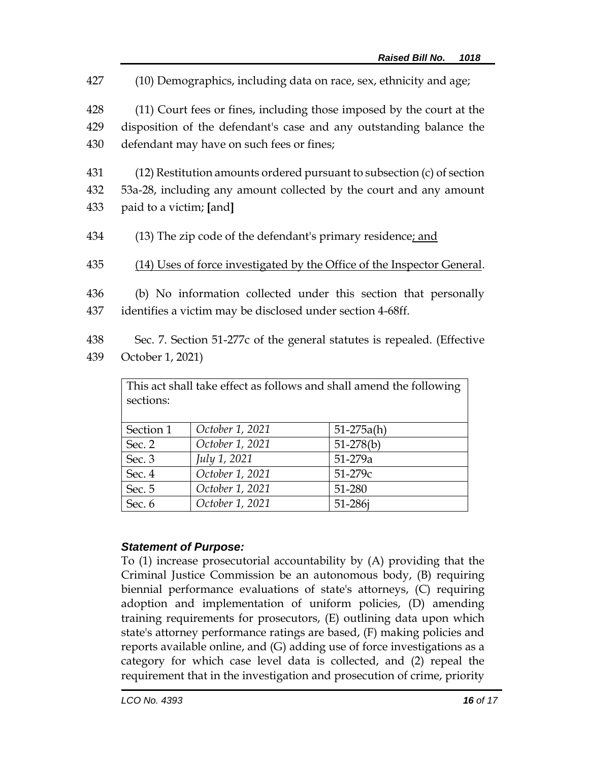427 (10) Demographics, including data on race, sex, ethnicity and age;

428 (11) Court fees or fines, including those imposed by the court at the 429 disposition of the defendant's case and any outstanding balance the 430 defendant may have on such fees or fines;

431 (12) Restitution amounts ordered pursuant to subsection (c) of section 432 53a-28, including any amount collected by the court and any amount 433 paid to a victim; [and]

434 (13) The zip code of the defendant's primary residence<u>; and</u>

435 <u>(14) Uses of force investigated by the Office of the Inspector General</u>.

436 (b) No information collected under this section that personally 437 identifies a victim may be disclosed under section 4-68ff.

438 Sec. 7. Section 51-277c of the general statutes is repealed. (*Effective* 439 *October 1, 2021*)

| This act shall take effect as follows and shall amend the following sections: | | |
|---|---|---|
| Section 1 | *October 1, 2021* | 51-275a(h) |
| Sec. 2 | *October 1, 2021* | 51-278(b) |
| Sec. 3 | *July 1, 2021* | 51-279a |
| Sec. 4 | *October 1, 2021* | 51-279c |
| Sec. 5 | *October 1, 2021* | 51-280 |
| Sec. 6 | *October 1, 2021* | 51-286j |

***Statement of Purpose:***

To (1) increase prosecutorial accountability by (A) providing that the Criminal Justice Commission be an autonomous body, (B) requiring biennial performance evaluations of state's attorneys, (C) requiring adoption and implementation of uniform policies, (D) amending training requirements for prosecutors, (E) outlining data upon which state's attorney performance ratings are based, (F) making policies and reports available online, and (G) adding use of force investigations as a category for which case level data is collected, and (2) repeal the requirement that in the investigation and prosecution of crime, priority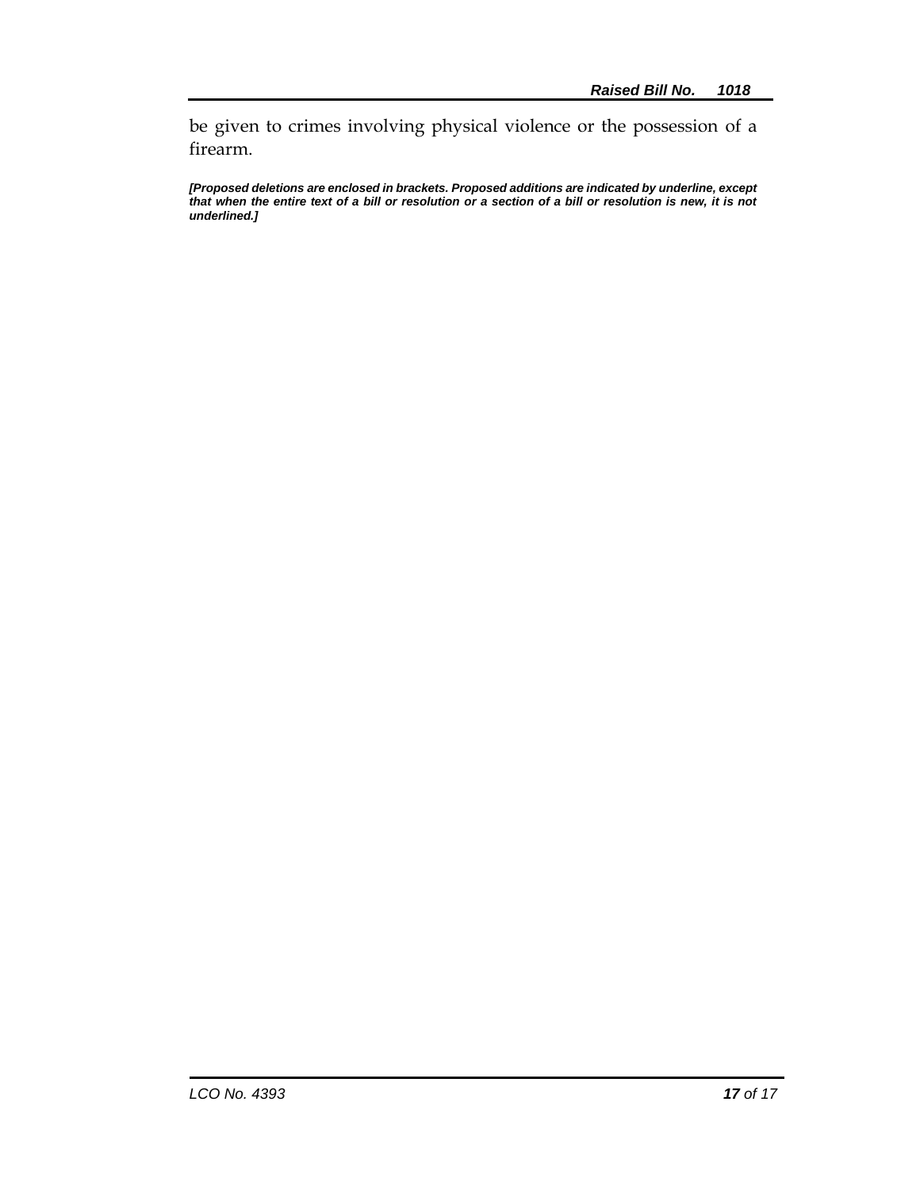be given to crimes involving physical violence or the possession of a firearm.

***[Proposed deletions are enclosed in brackets. Proposed additions are indicated by underline, except that when the entire text of a bill or resolution or a section of a bill or resolution is new, it is not underlined.]***